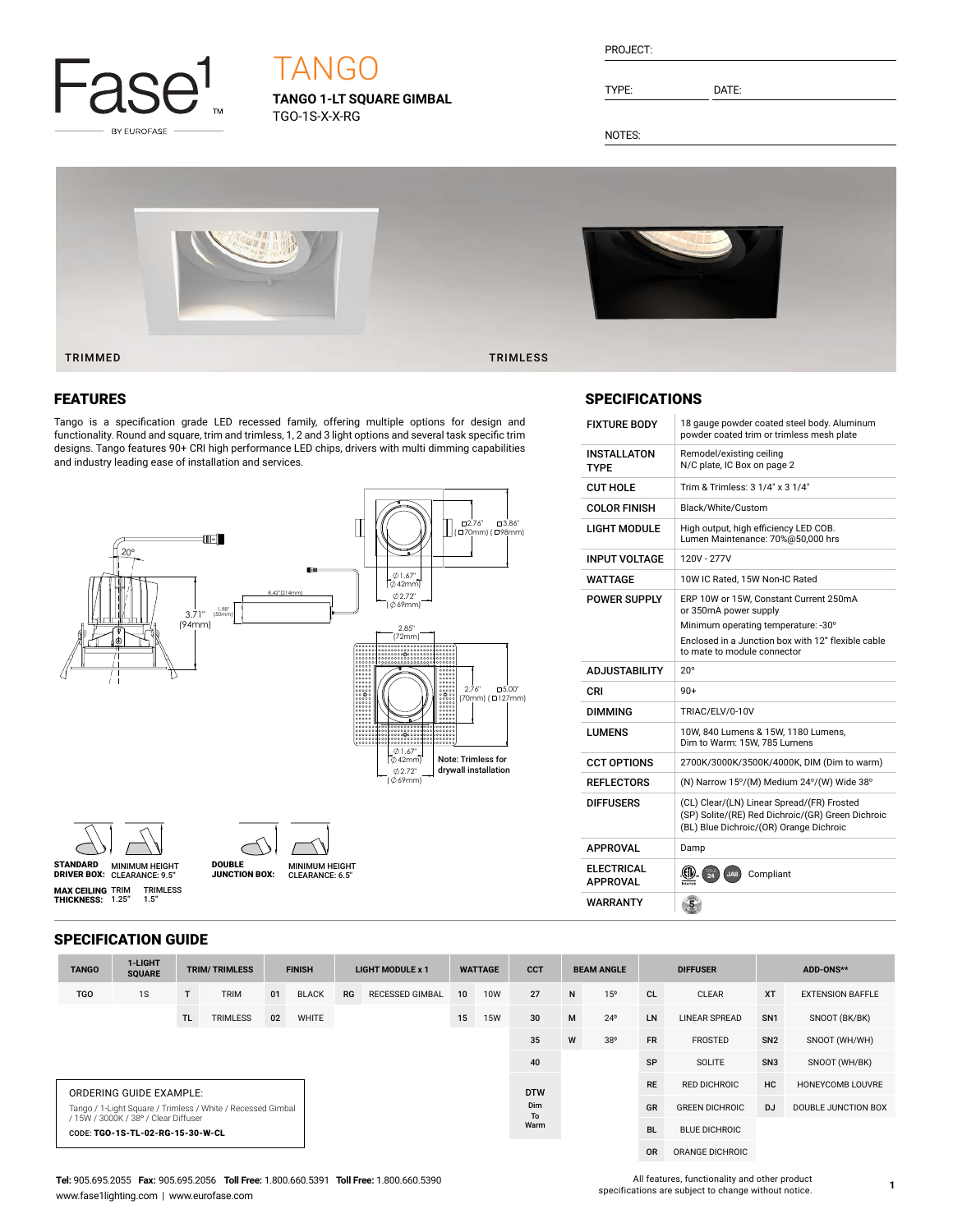Fase1™
BY EUROFASE

# TANGO

**TANGO 1-LT SQUARE GIMBAL**
TGO-1S-X-X-RG

PROJECT:

TYPE: DATE:

NOTES:

TRIMMED TRIMLESS

## FEATURES

Tango is a specification grade LED recessed family, offering multiple options for design and functionality. Round and square, trim and trimless, 1, 2 and 3 light options and several task specific trim designs. Tango features 90+ CRI high performance LED chips, drivers with multi dimming capabilities and industry leading ease of installation and services.

20°
3.71" (94mm)
1.98" (50mm)
8.42"[214mm]
□2.76" (□70mm) □3.86" (□98mm)
∅1.67" (∅42mm)
∅2.72" (∅69mm)
2.85" (72mm)
2.76" (70mm) □5.00" (□127mm)
∅1.67" (∅42mm)
∅2.72" (∅69mm)
Note: Trimless for drywall installation

**STANDARD DRIVER BOX:** MINIMUM HEIGHT CLEARANCE: 9.5"
**DOUBLE JUNCTION BOX:** MINIMUM HEIGHT CLEARANCE: 6.5"
**MAX CEILING THICKNESS:** TRIM 1.25" TRIMLESS 1.5"

## SPECIFICATIONS

| | |
|---|---|
| FIXTURE BODY | 18 gauge powder coated steel body. Aluminum powder coated trim or trimless mesh plate |
| INSTALLATON TYPE | Remodel/existing ceiling<br>N/C plate, IC Box on page 2 |
| CUT HOLE | Trim & Trimless: 3 1/4" x 3 1/4" |
| COLOR FINISH | Black/White/Custom |
| LIGHT MODULE | High output, high efficiency LED COB.<br>Lumen Maintenance: 70%@50,000 hrs |
| INPUT VOLTAGE | 120V - 277V |
| WATTAGE | 10W IC Rated, 15W Non-IC Rated |
| POWER SUPPLY | ERP 10W or 15W, Constant Current 250mA or 350mA power supply<br>Minimum operating temperature: -30°<br>Enclosed in a Junction box with 12" flexible cable to mate to module connector |
| ADJUSTABILITY | 20° |
| CRI | 90+ |
| DIMMING | TRIAC/ELV/0-10V |
| LUMENS | 10W, 840 Lumens & 15W, 1180 Lumens,<br>Dim to Warm: 15W, 785 Lumens |
| CCT OPTIONS | 2700K/3000K/3500K/4000K, DIM (Dim to warm) |
| REFLECTORS | (N) Narrow 15°/(M) Medium 24°/(W) Wide 38° |
| DIFFUSERS | (CL) Clear/(LN) Linear Spread/(FR) Frosted<br>(SP) Solite/(RE) Red Dichroic/(GR) Green Dichroic<br>(BL) Blue Dichroic/(OR) Orange Dichroic |
| APPROVAL | Damp |
| ELECTRICAL APPROVAL | Compliant |
| WARRANTY | 5 |

## SPECIFICATION GUIDE

| TANGO | 1-LIGHT SQUARE | TRIM/ TRIMLESS | | FINISH | | LIGHT MODULE x 1 | | WATTAGE | | CCT | BEAM ANGLE | | DIFFUSER | | ADD-ONS** | |
|---|---|---|---|---|---|---|---|---|---|---|---|---|---|---|---|---|
| TGO | 1S | T | TRIM | 01 | BLACK | RG | RECESSED GIMBAL | 10 | 10W | 27 | N | 15° | CL | CLEAR | XT | EXTENSION BAFFLE |
| | | TL | TRIMLESS | 02 | WHITE | | | 15 | 15W | 30 | M | 24° | LN | LINEAR SPREAD | SN1 | SNOOT (BK/BK) |
| | | | | | | | | | | 35 | W | 38° | FR | FROSTED | SN2 | SNOOT (WH/WH) |
| | | | | | | | | | | 40 | | | SP | SOLITE | SN3 | SNOOT (WH/BK) |
| | | | | | | | | | | DTW Dim To Warm | | | RE | RED DICHROIC | HC | HONEYCOMB LOUVRE |
| | | | | | | | | | | | | | GR | GREEN DICHROIC | DJ | DOUBLE JUNCTION BOX |
| | | | | | | | | | | | | | BL | BLUE DICHROIC | | |
| | | | | | | | | | | | | | OR | ORANGE DICHROIC | | |

ORDERING GUIDE EXAMPLE:
Tango / 1-Light Square / Trimless / White / Recessed Gimbal / 15W / 3000K / 38° / Clear Diffuser
CODE: **TGO-1S-TL-02-RG-15-30-W-CL**

**Tel:** 905.695.2055 **Fax:** 905.695.2056 **Toll Free:** 1.800.660.5391 **Toll Free:** 1.800.660.5390
www.fase1lighting.com | www.eurofase.com

All features, functionality and other product specifications are subject to change without notice.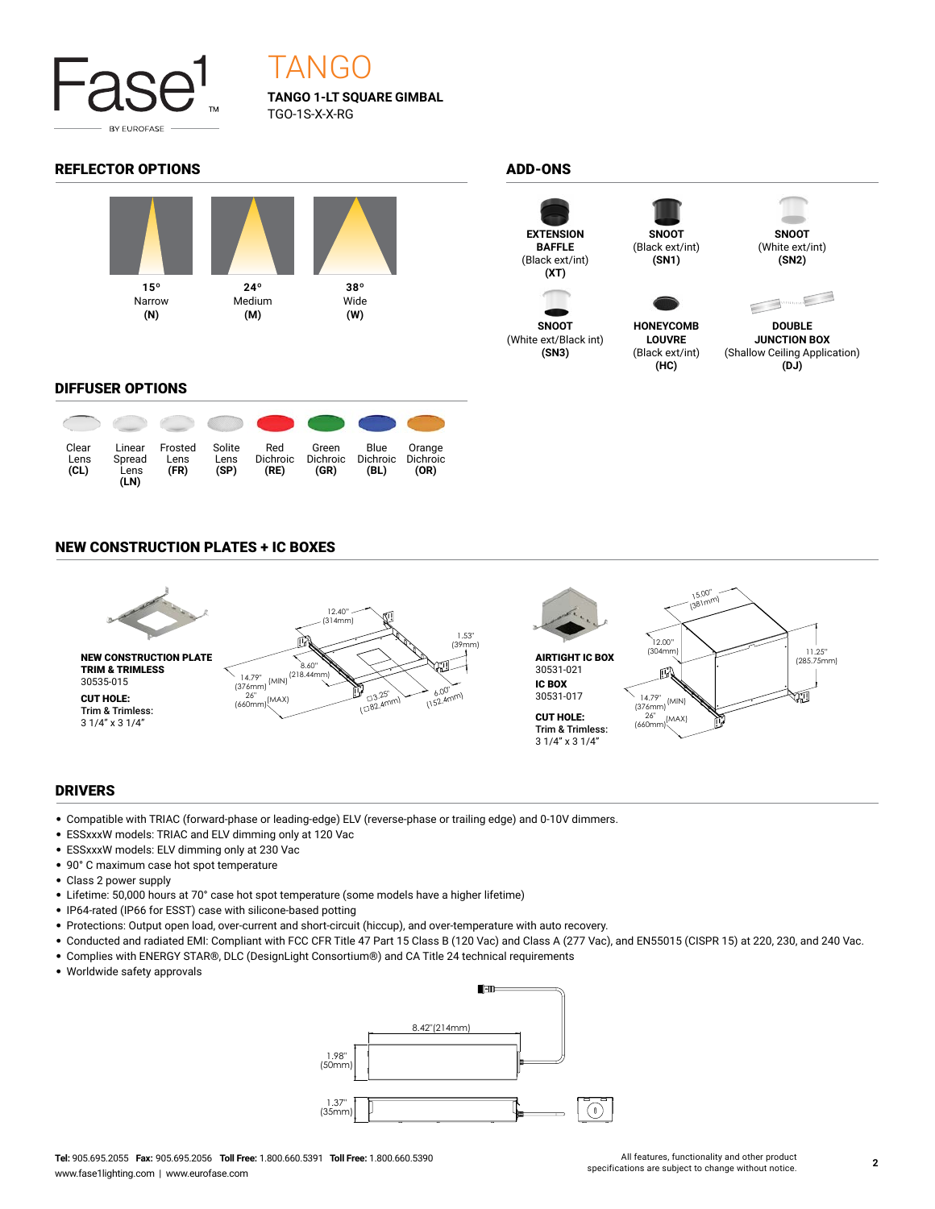# TANGO

**TANGO 1-LT SQUARE GIMBAL**
TGO-1S-X-X-RG

## REFLECTOR OPTIONS

| 15° Narrow (N) | 24° Medium (M) | 38° Wide (W) |
|---|---|---|

## ADD-ONS

- **EXTENSION BAFFLE** (Black ext/int) **(XT)**
- **SNOOT** (Black ext/int) **(SN1)**
- **SNOOT** (White ext/int) **(SN2)**
- **SNOOT** (White ext/Black int) **(SN3)**
- **HONEYCOMB LOUVRE** (Black ext/int) **(HC)**
- **DOUBLE JUNCTION BOX** (Shallow Ceiling Application) **(DJ)**

## DIFFUSER OPTIONS

| Clear Lens (CL) | Linear Spread Lens (LN) | Frosted Lens (FR) | Solite Lens (SP) | Red Dichroic (RE) | Green Dichroic (GR) | Blue Dichroic (BL) | Orange Dichroic (OR) |
|---|---|---|---|---|---|---|---|

## NEW CONSTRUCTION PLATES + IC BOXES

**NEW CONSTRUCTION PLATE TRIM & TRIMLESS**
30535-015

**CUT HOLE:**
Trim & Trimless:
3 1/4" x 3 1/4"

12.40" (314mm); 1.53" (39mm); 8.60" (218.44mm); 14.79" (376mm) (MIN); 26" (660mm) (MAX); □3.25" (□82.4mm); 6.00" (152.4mm)

**AIRTIGHT IC BOX**
30531-021

**IC BOX**
30531-017

**CUT HOLE:**
Trim & Trimless:
3 1/4" x 3 1/4"

15.00" (381mm); 12.00" (304mm); 11.25" (285.75mm); 14.79" (376mm) (MIN); 26" (660mm) (MAX)

## DRIVERS

- Compatible with TRIAC (forward-phase or leading-edge) ELV (reverse-phase or trailing edge) and 0-10V dimmers.
- ESSxxxW models: TRIAC and ELV dimming only at 120 Vac
- ESSxxxW models: ELV dimming only at 230 Vac
- 90° C maximum case hot spot temperature
- Class 2 power supply
- Lifetime: 50,000 hours at 70° case hot spot temperature (some models have a higher lifetime)
- IP64-rated (IP66 for ESST) case with silicone-based potting
- Protections: Output open load, over-current and short-circuit (hiccup), and over-temperature with auto recovery.
- Conducted and radiated EMI: Compliant with FCC CFR Title 47 Part 15 Class B (120 Vac) and Class A (277 Vac), and EN55015 (CISPR 15) at 220, 230, and 240 Vac.
- Complies with ENERGY STAR®, DLC (DesignLight Consortium®) and CA Title 24 technical requirements
- Worldwide safety approvals

8.42" (214mm); 1.98" (50mm); 1.37" (35mm)

**Tel:** 905.695.2055 **Fax:** 905.695.2056 **Toll Free:** 1.800.660.5391 **Toll Free:** 1.800.660.5390
www.fase1lighting.com | www.eurofase.com

All features, functionality and other product specifications are subject to change without notice.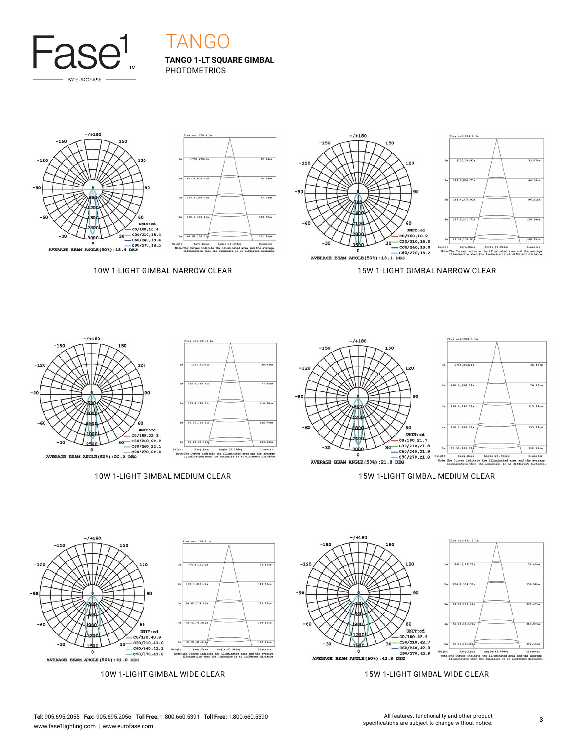# TANGO

**TANGO 1-LT SQUARE GIMBAL**

PHOTOMETRICS

AVERAGE BEAM ANGLE(50%):18.4 DEG

UNIT:cd
C0/180,18.4
C30/210,18.4
C60/240,18.4
C90/270,18.5

10W 1-LIGHT GIMBAL NARROW CLEAR

AVERAGE BEAM ANGLE(50%):18.1 DEG

UNIT:cd
C0/180,18.2
C30/210,18.0
C60/240,18.0
C90/270,18.2

15W 1-LIGHT GIMBAL NARROW CLEAR

AVERAGE BEAM ANGLE(50%):22.2 DEG

UNIT:cd
C0/180,22.3
C30/210,22.2
C60/240,22.1
C90/270,22.0

10W 1-LIGHT GIMBAL MEDIUM CLEAR

AVERAGE BEAM ANGLE(50%):21.8 DEG

UNIT:cd
C0/180,21.7
C30/210,21.8
C60/240,21.9
C90/270,21.8

15W 1-LIGHT GIMBAL MEDIUM CLEAR

AVERAGE BEAM ANGLE(50%):41.0 DEG

UNIT:cd
C0/180,40.9
C30/210,41.0
C60/240,41.1
C90/270,41.2

10W 1-LIGHT GIMBAL WIDE CLEAR

AVERAGE BEAM ANGLE(50%):42.8 DEG

UNIT:cd
C0/180,42.9
C30/210,42.7
C60/240,42.8
C90/270,42.8

15W 1-LIGHT GIMBAL WIDE CLEAR

**Tel:** 905.695.2055 **Fax:** 905.695.2056 **Toll Free:** 1.800.660.5391 **Toll Free:** 1.800.660.5390
www.fase1lighting.com | www.eurofase.com

All features, functionality and other product specifications are subject to change without notice.